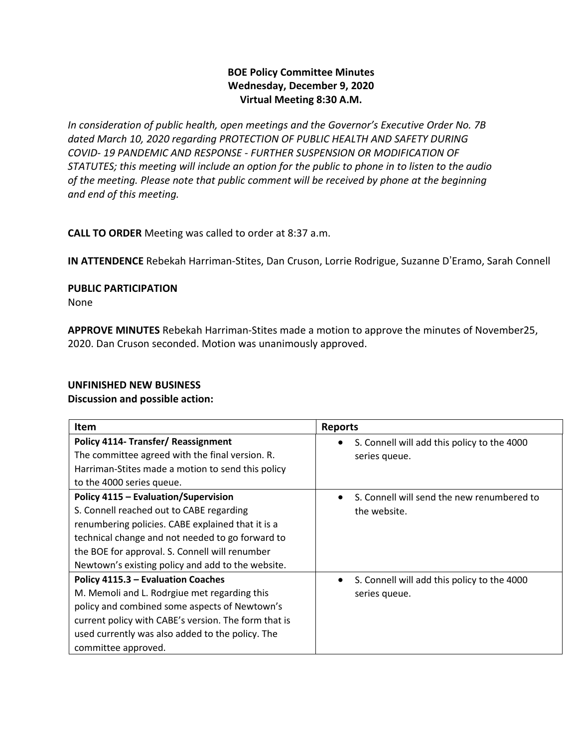**BOE Policy Committee Minutes**
**Wednesday, December 9, 2020**
**Virtual Meeting 8:30 A.M.**

*In consideration of public health, open meetings and the Governor's Executive Order No. 7B dated March 10, 2020 regarding PROTECTION OF PUBLIC HEALTH AND SAFETY DURING COVID- 19 PANDEMIC AND RESPONSE - FURTHER SUSPENSION OR MODIFICATION OF STATUTES; this meeting will include an option for the public to phone in to listen to the audio of the meeting. Please note that public comment will be received by phone at the beginning and end of this meeting.*

**CALL TO ORDER** Meeting was called to order at 8:37 a.m.

**IN ATTENDENCE** Rebekah Harriman-Stites, Dan Cruson, Lorrie Rodrigue, Suzanne D'Eramo, Sarah Connell

**PUBLIC PARTICIPATION**
None

**APPROVE MINUTES** Rebekah Harriman-Stites made a motion to approve the minutes of November25, 2020. Dan Cruson seconded. Motion was unanimously approved.

**UNFINISHED NEW BUSINESS**
**Discussion and possible action:**

| Item | Reports |
|---|---|
| **Policy 4114- Transfer/ Reassignment** The committee agreed with the final version. R. Harriman-Stites made a motion to send this policy to the 4000 series queue. | • S. Connell will add this policy to the 4000 series queue. |
| **Policy 4115 – Evaluation/Supervision** S. Connell reached out to CABE regarding renumbering policies. CABE explained that it is a technical change and not needed to go forward to the BOE for approval. S. Connell will renumber Newtown's existing policy and add to the website. | • S. Connell will send the new renumbered to the website. |
| **Policy 4115.3 – Evaluation Coaches** M. Memoli and L. Rodrgiue met regarding this policy and combined some aspects of Newtown's current policy with CABE's version. The form that is used currently was also added to the policy. The committee approved. | • S. Connell will add this policy to the 4000 series queue. |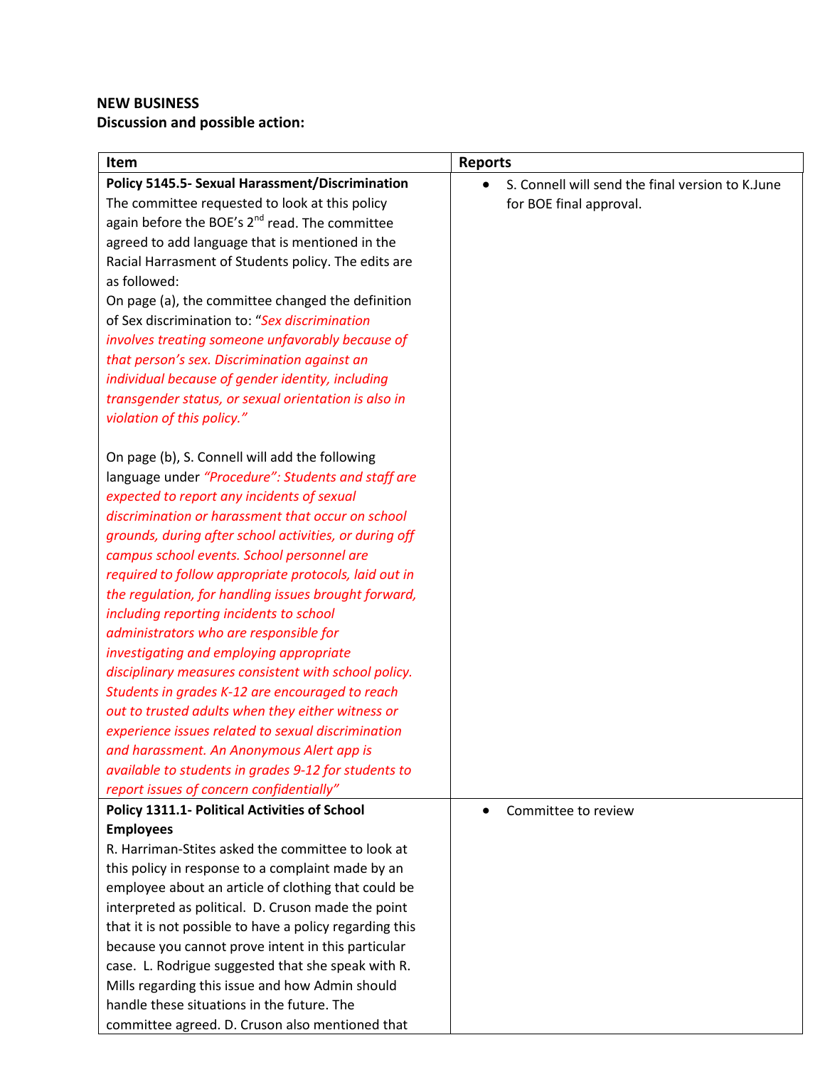**NEW BUSINESS**
**Discussion and possible action:**

| Item | Reports |
|---|---|
| **Policy 5145.5- Sexual Harassment/Discrimination** The committee requested to look at this policy again before the BOE's 2nd read. The committee agreed to add language that is mentioned in the Racial Harrasment of Students policy. The edits are as followed: On page (a), the committee changed the definition of Sex discrimination to: "*Sex discrimination involves treating someone unfavorably because of that person's sex. Discrimination against an individual because of gender identity, including transgender status, or sexual orientation is also in violation of this policy."* <br><br> On page (b), S. Connell will add the following language under *"Procedure": Students and staff are expected to report any incidents of sexual discrimination or harassment that occur on school grounds, during after school activities, or during off campus school events. School personnel are required to follow appropriate protocols, laid out in the regulation, for handling issues brought forward, including reporting incidents to school administrators who are responsible for investigating and employing appropriate disciplinary measures consistent with school policy. Students in grades K-12 are encouraged to reach out to trusted adults when they either witness or experience issues related to sexual discrimination and harassment. An Anonymous Alert app is available to students in grades 9-12 for students to report issues of concern confidentially"* | • S. Connell will send the final version to K.June for BOE final approval. |
| **Policy 1311.1- Political Activities of School Employees** R. Harriman-Stites asked the committee to look at this policy in response to a complaint made by an employee about an article of clothing that could be interpreted as political. D. Cruson made the point that it is not possible to have a policy regarding this because you cannot prove intent in this particular case. L. Rodrigue suggested that she speak with R. Mills regarding this issue and how Admin should handle these situations in the future. The committee agreed. D. Cruson also mentioned that | • Committee to review |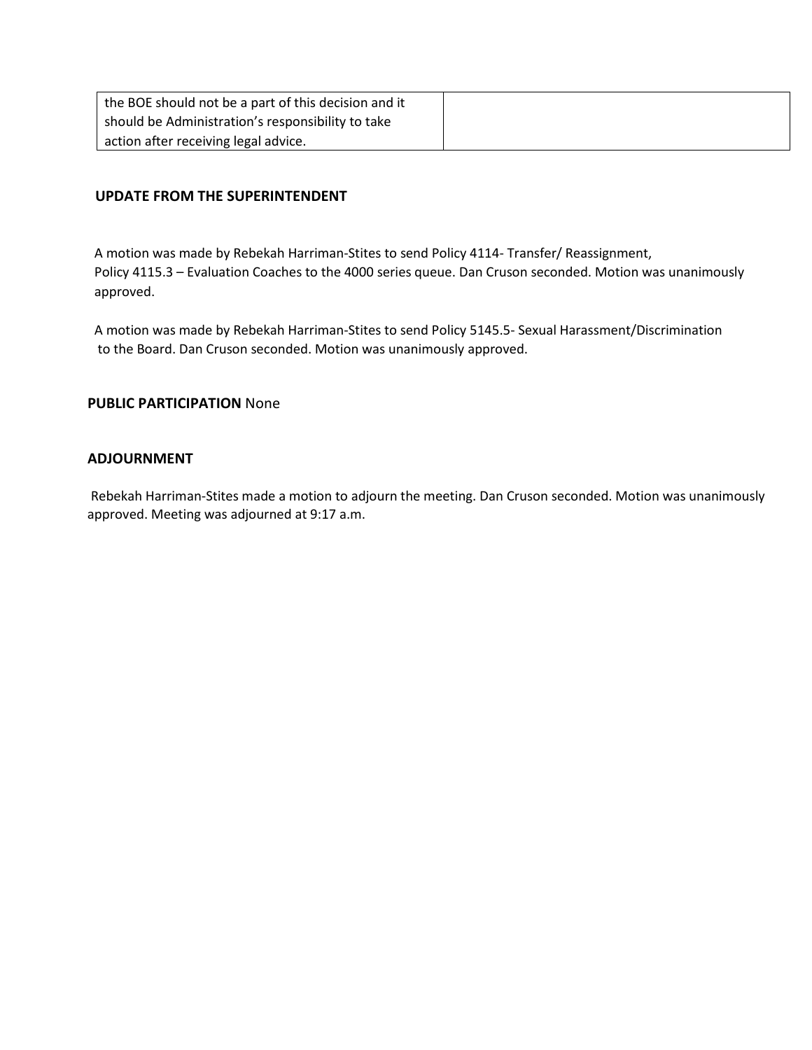| | |
|---|---|
| the BOE should not be a part of this decision and it should be Administration's responsibility to take action after receiving legal advice. | |

**UPDATE FROM THE SUPERINTENDENT**

A motion was made by Rebekah Harriman-Stites to send Policy 4114- Transfer/ Reassignment, Policy 4115.3 – Evaluation Coaches to the 4000 series queue. Dan Cruson seconded. Motion was unanimously approved.

A motion was made by Rebekah Harriman-Stites to send Policy 5145.5- Sexual Harassment/Discrimination to the Board. Dan Cruson seconded. Motion was unanimously approved.

**PUBLIC PARTICIPATION** None

**ADJOURNMENT**

Rebekah Harriman-Stites made a motion to adjourn the meeting. Dan Cruson seconded. Motion was unanimously approved. Meeting was adjourned at 9:17 a.m.